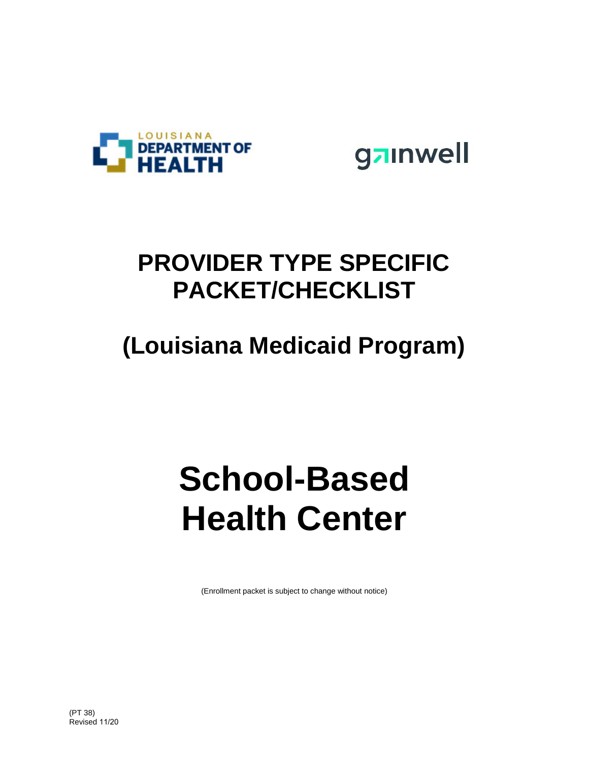# PROVIDER TYPE SPECIFIC PACKET/CHECKLIST

# (Louisiana Medicaid Program)

# School-Based Health Center

(Enrollment packet is subject to change without notice)

(PT 38)
Revised 11/20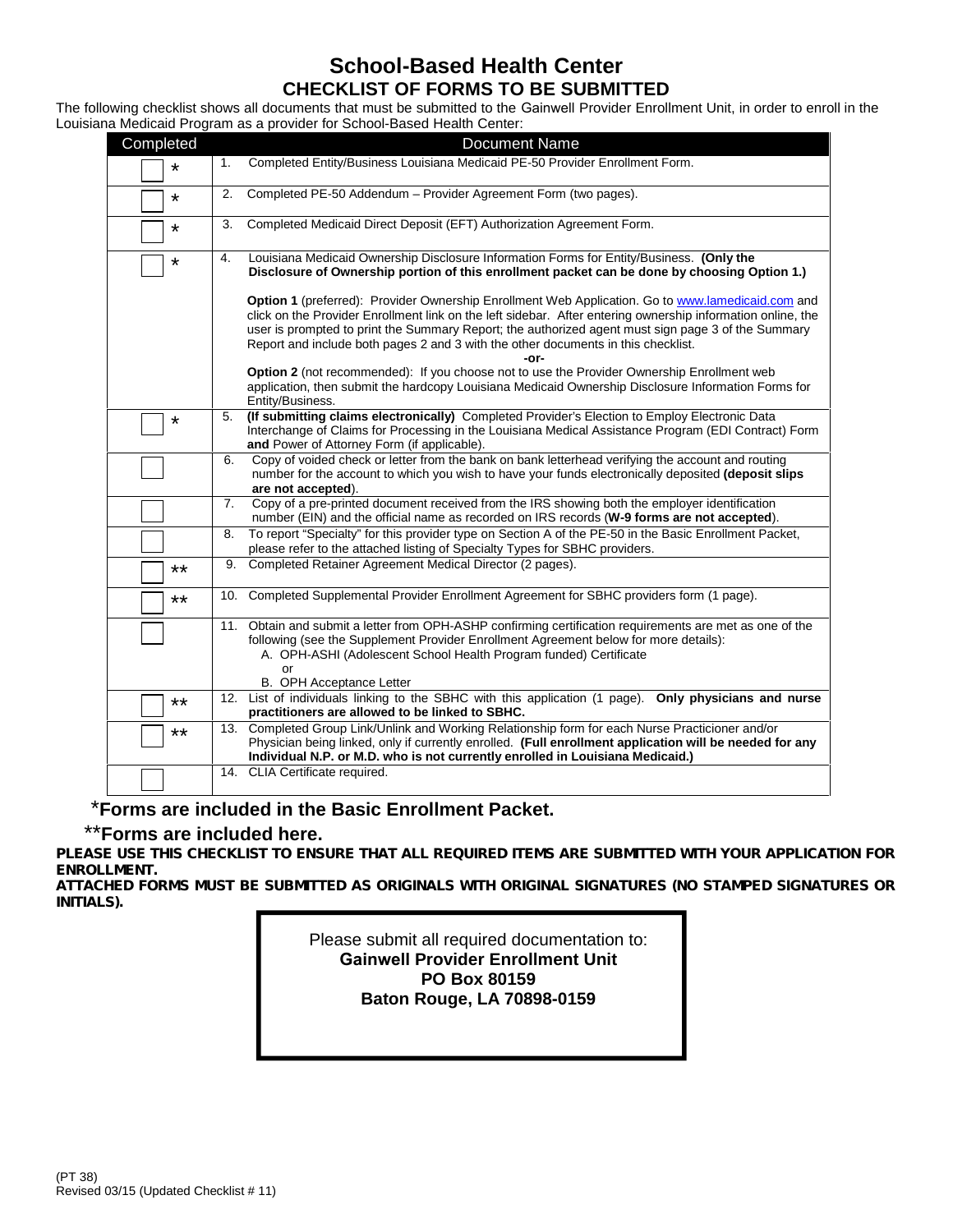# School-Based Health Center

## CHECKLIST OF FORMS TO BE SUBMITTED

The following checklist shows all documents that must be submitted to the Gainwell Provider Enrollment Unit, in order to enroll in the Louisiana Medicaid Program as a provider for School-Based Health Center:

| Completed | Document Name |
|---|---|
| ☐ * | 1. Completed Entity/Business Louisiana Medicaid PE-50 Provider Enrollment Form. |
| ☐ * | 2. Completed PE-50 Addendum – Provider Agreement Form (two pages). |
| ☐ * | 3. Completed Medicaid Direct Deposit (EFT) Authorization Agreement Form. |
| ☐ * | 4. Louisiana Medicaid Ownership Disclosure Information Forms for Entity/Business. **(Only the Disclosure of Ownership portion of this enrollment packet can be done by choosing Option 1.)**<br><br>**Option 1** (preferred): Provider Ownership Enrollment Web Application. Go to www.lamedicaid.com and click on the Provider Enrollment link on the left sidebar. After entering ownership information online, the user is prompted to print the Summary Report; the authorized agent must sign page 3 of the Summary Report and include both pages 2 and 3 with the other documents in this checklist.<br>**-or-**<br>**Option 2** (not recommended): If you choose not to use the Provider Ownership Enrollment web application, then submit the hardcopy Louisiana Medicaid Ownership Disclosure Information Forms for Entity/Business. |
| ☐ * | 5. **(If submitting claims electronically)** Completed Provider's Election to Employ Electronic Data Interchange of Claims for Processing in the Louisiana Medical Assistance Program (EDI Contract) Form **and** Power of Attorney Form (if applicable). |
| ☐ | 6. Copy of voided check or letter from the bank on bank letterhead verifying the account and routing number for the account to which you wish to have your funds electronically deposited **(deposit slips are not accepted)**. |
| ☐ | 7. Copy of a pre-printed document received from the IRS showing both the employer identification number (EIN) and the official name as recorded on IRS records (**W-9 forms are not accepted**). |
| ☐ | 8. To report "Specialty" for this provider type on Section A of the PE-50 in the Basic Enrollment Packet, please refer to the attached listing of Specialty Types for SBHC providers. |
| ☐ ** | 9. Completed Retainer Agreement Medical Director (2 pages). |
| ☐ ** | 10. Completed Supplemental Provider Enrollment Agreement for SBHC providers form (1 page). |
| ☐ | 11. Obtain and submit a letter from OPH-ASHP confirming certification requirements are met as one of the following (see the Supplement Provider Enrollment Agreement below for more details):<br>A. OPH-ASHI (Adolescent School Health Program funded) Certificate<br>or<br>B. OPH Acceptance Letter |
| ☐ ** | 12. List of individuals linking to the SBHC with this application (1 page). **Only physicians and nurse practitioners are allowed to be linked to SBHC.** |
| ☐ ** | 13. Completed Group Link/Unlink and Working Relationship form for each Nurse Practicioner and/or Physician being linked, only if currently enrolled. **(Full enrollment application will be needed for any Individual N.P. or M.D. who is not currently enrolled in Louisiana Medicaid.)** |
| ☐ | 14. CLIA Certificate required. |

***Forms are included in the Basic Enrollment Packet.**

****Forms are included here.**

**PLEASE USE THIS CHECKLIST TO ENSURE THAT ALL REQUIRED ITEMS ARE SUBMITTED WITH YOUR APPLICATION FOR ENROLLMENT.**

**ATTACHED FORMS MUST BE SUBMITTED AS ORIGINALS WITH ORIGINAL SIGNATURES (NO STAMPED SIGNATURES OR INITIALS).**

Please submit all required documentation to:
**Gainwell Provider Enrollment Unit**
**PO Box 80159**
**Baton Rouge, LA 70898-0159**

(PT 38)
Revised 03/15 (Updated Checklist # 11)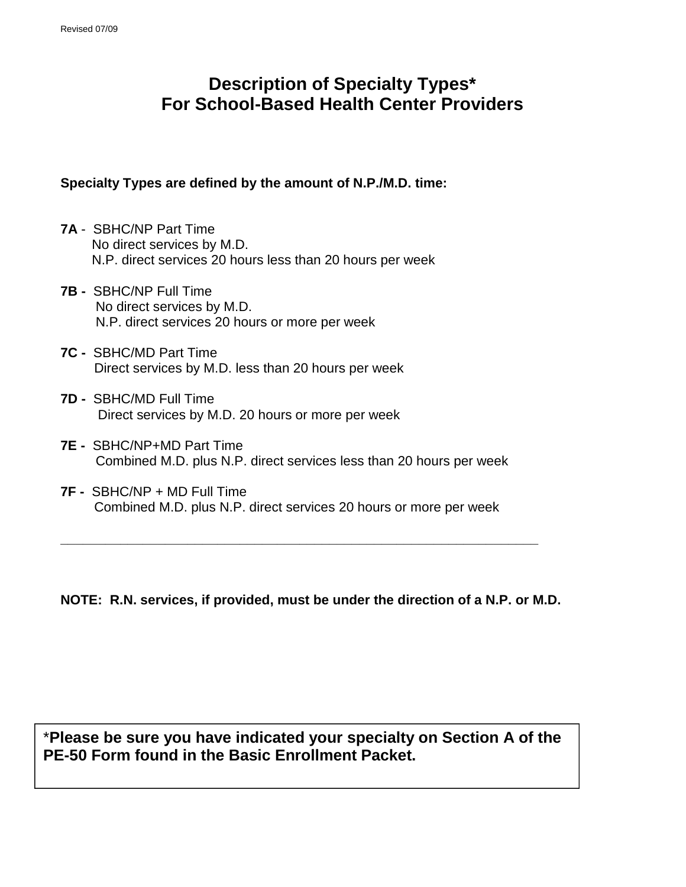Revised 07/09

# Description of Specialty Types*
# For School-Based Health Center Providers

**Specialty Types are defined by the amount of N.P./M.D. time:**

**7A** - SBHC/NP Part Time
No direct services by M.D.
N.P. direct services 20 hours less than 20 hours per week

**7B -** SBHC/NP Full Time
No direct services by M.D.
N.P. direct services 20 hours or more per week

**7C -** SBHC/MD Part Time
Direct services by M.D. less than 20 hours per week

**7D -** SBHC/MD Full Time
Direct services by M.D. 20 hours or more per week

**7E -** SBHC/NP+MD Part Time
Combined M.D. plus N.P. direct services less than 20 hours per week

**7F -** SBHC/NP + MD Full Time
Combined M.D. plus N.P. direct services 20 hours or more per week

---

**NOTE: R.N. services, if provided, must be under the direction of a N.P. or M.D.**

*__Please be sure you have indicated your specialty on Section A of the PE-50 Form found in the Basic Enrollment Packet.__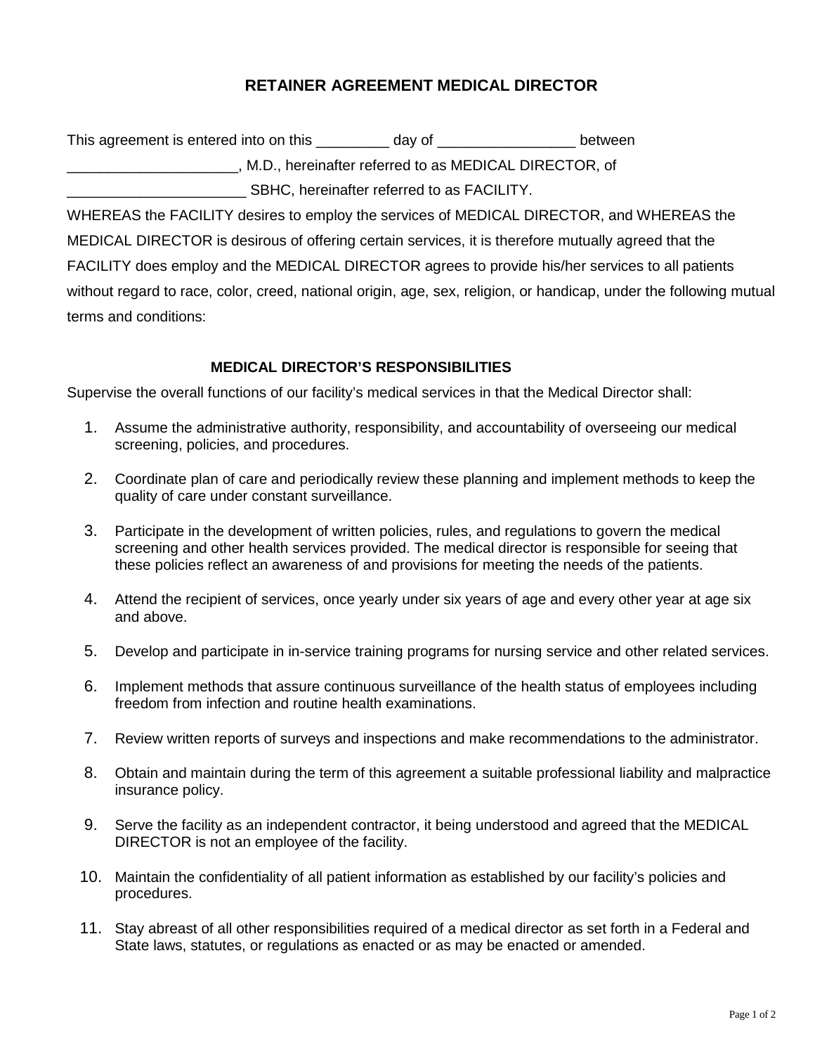# RETAINER AGREEMENT MEDICAL DIRECTOR

This agreement is entered into on this _________ day of _________________ between _____________________, M.D., hereinafter referred to as MEDICAL DIRECTOR, of ______________________ SBHC, hereinafter referred to as FACILITY.

WHEREAS the FACILITY desires to employ the services of MEDICAL DIRECTOR, and WHEREAS the MEDICAL DIRECTOR is desirous of offering certain services, it is therefore mutually agreed that the FACILITY does employ and the MEDICAL DIRECTOR agrees to provide his/her services to all patients without regard to race, color, creed, national origin, age, sex, religion, or handicap, under the following mutual terms and conditions:

## MEDICAL DIRECTOR'S RESPONSIBILITIES

Supervise the overall functions of our facility's medical services in that the Medical Director shall:

1. Assume the administrative authority, responsibility, and accountability of overseeing our medical screening, policies, and procedures.
2. Coordinate plan of care and periodically review these planning and implement methods to keep the quality of care under constant surveillance.
3. Participate in the development of written policies, rules, and regulations to govern the medical screening and other health services provided. The medical director is responsible for seeing that these policies reflect an awareness of and provisions for meeting the needs of the patients.
4. Attend the recipient of services, once yearly under six years of age and every other year at age six and above.
5. Develop and participate in in-service training programs for nursing service and other related services.
6. Implement methods that assure continuous surveillance of the health status of employees including freedom from infection and routine health examinations.
7. Review written reports of surveys and inspections and make recommendations to the administrator.
8. Obtain and maintain during the term of this agreement a suitable professional liability and malpractice insurance policy.
9. Serve the facility as an independent contractor, it being understood and agreed that the MEDICAL DIRECTOR is not an employee of the facility.
10. Maintain the confidentiality of all patient information as established by our facility's policies and procedures.
11. Stay abreast of all other responsibilities required of a medical director as set forth in a Federal and State laws, statutes, or regulations as enacted or as may be enacted or amended.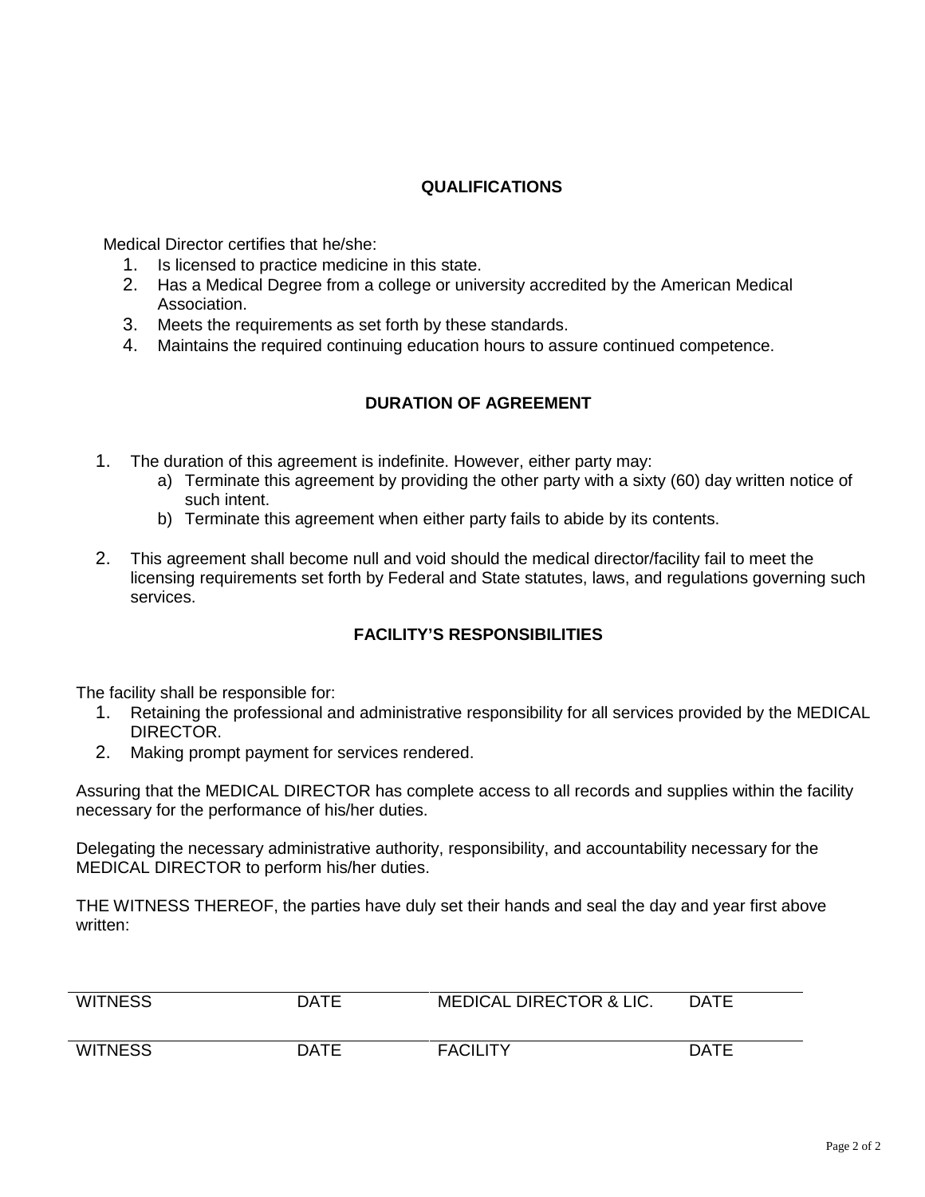## QUALIFICATIONS

Medical Director certifies that he/she:

1. Is licensed to practice medicine in this state.
2. Has a Medical Degree from a college or university accredited by the American Medical Association.
3. Meets the requirements as set forth by these standards.
4. Maintains the required continuing education hours to assure continued competence.

## DURATION OF AGREEMENT

1. The duration of this agreement is indefinite. However, either party may:
   a) Terminate this agreement by providing the other party with a sixty (60) day written notice of such intent.
   b) Terminate this agreement when either party fails to abide by its contents.

2. This agreement shall become null and void should the medical director/facility fail to meet the licensing requirements set forth by Federal and State statutes, laws, and regulations governing such services.

## FACILITY'S RESPONSIBILITIES

The facility shall be responsible for:

1. Retaining the professional and administrative responsibility for all services provided by the MEDICAL DIRECTOR.
2. Making prompt payment for services rendered.

Assuring that the MEDICAL DIRECTOR has complete access to all records and supplies within the facility necessary for the performance of his/her duties.

Delegating the necessary administrative authority, responsibility, and accountability necessary for the MEDICAL DIRECTOR to perform his/her duties.

THE WITNESS THEREOF, the parties have duly set their hands and seal the day and year first above written:

| WITNESS | DATE | MEDICAL DIRECTOR & LIC. | DATE |
|---|---|---|---|
| WITNESS | DATE | FACILITY | DATE |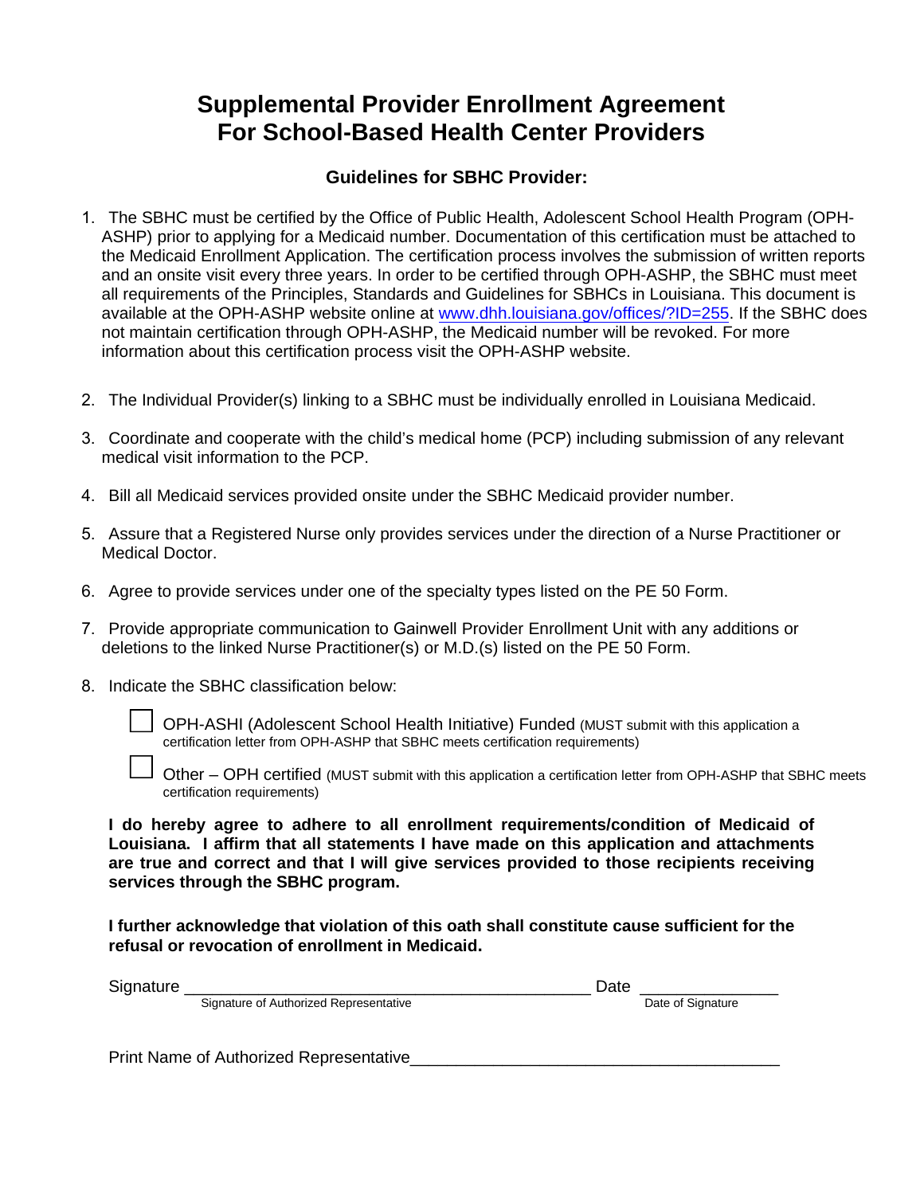# Supplemental Provider Enrollment Agreement For School-Based Health Center Providers

### Guidelines for SBHC Provider:

1. The SBHC must be certified by the Office of Public Health, Adolescent School Health Program (OPH-ASHP) prior to applying for a Medicaid number. Documentation of this certification must be attached to the Medicaid Enrollment Application. The certification process involves the submission of written reports and an onsite visit every three years. In order to be certified through OPH-ASHP, the SBHC must meet all requirements of the Principles, Standards and Guidelines for SBHCs in Louisiana. This document is available at the OPH-ASHP website online at www.dhh.louisiana.gov/offices/?ID=255. If the SBHC does not maintain certification through OPH-ASHP, the Medicaid number will be revoked. For more information about this certification process visit the OPH-ASHP website.

2. The Individual Provider(s) linking to a SBHC must be individually enrolled in Louisiana Medicaid.

3. Coordinate and cooperate with the child's medical home (PCP) including submission of any relevant medical visit information to the PCP.

4. Bill all Medicaid services provided onsite under the SBHC Medicaid provider number.

5. Assure that a Registered Nurse only provides services under the direction of a Nurse Practitioner or Medical Doctor.

6. Agree to provide services under one of the specialty types listed on the PE 50 Form.

7. Provide appropriate communication to Gainwell Provider Enrollment Unit with any additions or deletions to the linked Nurse Practitioner(s) or M.D.(s) listed on the PE 50 Form.

8. Indicate the SBHC classification below:

   ☐ OPH-ASHI (Adolescent School Health Initiative) Funded (MUST submit with this application a certification letter from OPH-ASHP that SBHC meets certification requirements)

   ☐ Other – OPH certified (MUST submit with this application a certification letter from OPH-ASHP that SBHC meets certification requirements)

**I do hereby agree to adhere to all enrollment requirements/condition of Medicaid of Louisiana. I affirm that all statements I have made on this application and attachments are true and correct and that I will give services provided to those recipients receiving services through the SBHC program.**

**I further acknowledge that violation of this oath shall constitute cause sufficient for the refusal or revocation of enrollment in Medicaid.**

Signature ____________________________________________ Date _______________
Signature of Authorized Representative — Date of Signature

Print Name of Authorized Representative________________________________________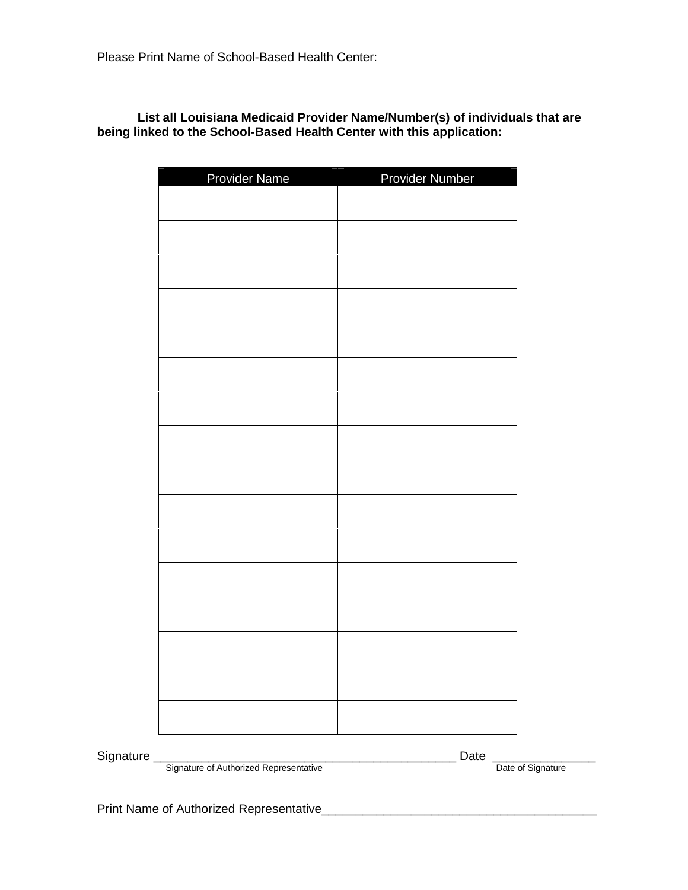Please Print Name of School-Based Health Center: ______________________________

**List all Louisiana Medicaid Provider Name/Number(s) of individuals that are being linked to the School-Based Health Center with this application:**

| Provider Name | Provider Number |
|---|---|
| | |
| | |
| | |
| | |
| | |
| | |
| | |
| | |
| | |
| | |
| | |
| | |
| | |
| | |
| | |
| | |

Signature ____________________________________________ Date _______________
Signature of Authorized Representative Date of Signature

Print Name of Authorized Representative________________________________________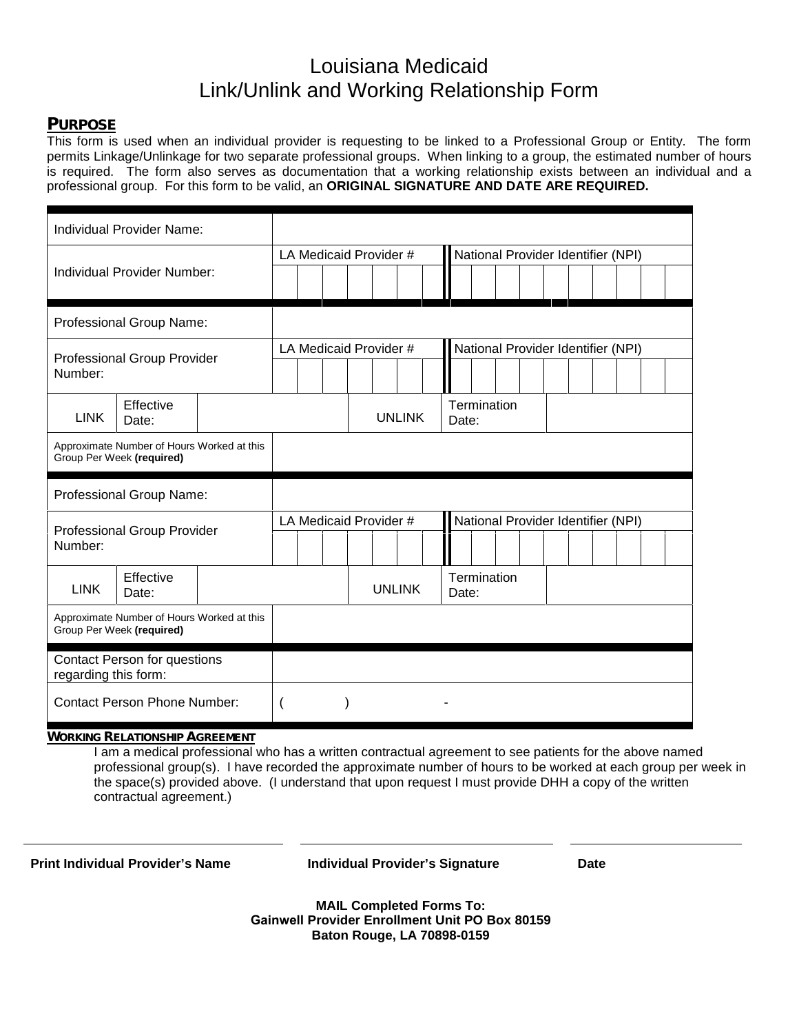# Louisiana Medicaid
# Link/Unlink and Working Relationship Form

## PURPOSE

This form is used when an individual provider is requesting to be linked to a Professional Group or Entity. The form permits Linkage/Unlinkage for two separate professional groups. When linking to a group, the estimated number of hours is required. The form also serves as documentation that a working relationship exists between an individual and a professional group. For this form to be valid, an **ORIGINAL SIGNATURE AND DATE ARE REQUIRED.**

| | | | | | |
|---|---|---|---|---|---|
| Individual Provider Name: | | | | | |
| Individual Provider Number: | LA Medicaid Provider # | | National Provider Identifier (NPI) | | |
| Professional Group Name: | | | | | |
| Professional Group Provider Number: | LA Medicaid Provider # | | National Provider Identifier (NPI) | | |
| LINK | Effective Date: | | UNLINK | Termination Date: | |
| Approximate Number of Hours Worked at this Group Per Week **(required)** | | | | | |
| Professional Group Name: | | | | | |
| Professional Group Provider Number: | LA Medicaid Provider # | | National Provider Identifier (NPI) | | |
| LINK | Effective Date: | | UNLINK | Termination Date: | |
| Approximate Number of Hours Worked at this Group Per Week **(required)** | | | | | |
| Contact Person for questions regarding this form: | | | | | |
| Contact Person Phone Number: | ( ) - | | | | |

## WORKING RELATIONSHIP AGREEMENT

I am a medical professional who has a written contractual agreement to see patients for the above named professional group(s). I have recorded the approximate number of hours to be worked at each group per week in the space(s) provided above. (I understand that upon request I must provide DHH a copy of the written contractual agreement.)

______________________________ ______________________________ ____________________

**Print Individual Provider's Name** **Individual Provider's Signature** **Date**

**MAIL Completed Forms To:**
**Gainwell Provider Enrollment Unit PO Box 80159**
**Baton Rouge, LA 70898-0159**